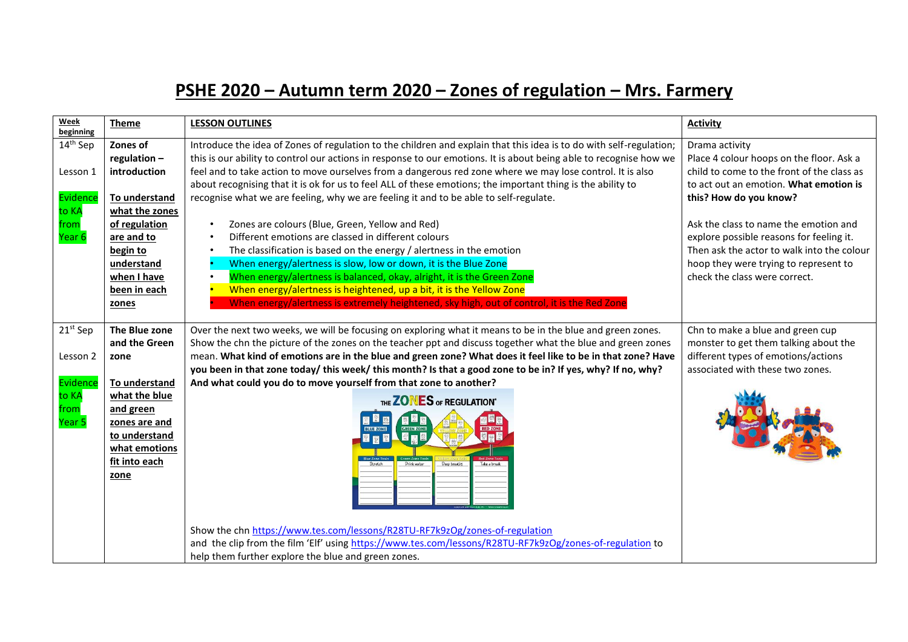# PSHE 2020 – Autumn term 2020 – Zones of regulation – Mrs. Farmery

| Week beginning | Theme | LESSON OUTLINES | Activity |
|---|---|---|---|
| 14th Sep<br><br>Lesson 1<br><br>Evidence to KA from Year 6 | **Zones of regulation – introduction**<br><br>**To understand what the zones of regulation are and to begin to understand when I have been in each zones** | Introduce the idea of Zones of regulation to the children and explain that this idea is to do with self-regulation; this is our ability to control our actions in response to our emotions. It is about being able to recognise how we feel and to take action to move ourselves from a dangerous red zone where we may lose control. It is also about recognising that it is ok for us to feel ALL of these emotions; the important thing is the ability to recognise what we are feeling, why we are feeling it and to be able to self-regulate.<br><br>• Zones are colours (Blue, Green, Yellow and Red)<br>• Different emotions are classed in different colours<br>• The classification is based on the energy / alertness in the emotion<br>• When energy/alertness is slow, low or down, it is the Blue Zone<br>• When energy/alertness is balanced, okay, alright, it is the Green Zone<br>• When energy/alertness is heightened, up a bit, it is the Yellow Zone<br>• When energy/alertness is extremely heightened, sky high, out of control, it is the Red Zone | Drama activity<br>Place 4 colour hoops on the floor. Ask a child to come to the front of the class as to act out an emotion. **What emotion is this? How do you know?**<br><br>Ask the class to name the emotion and explore possible reasons for feeling it. Then ask the actor to walk into the colour hoop they were trying to represent to check the class were correct. |
| 21st Sep<br><br>Lesson 2<br><br>Evidence to KA from Year 5 | **The Blue zone and the Green zone**<br><br>**To understand what the blue and green zones are and to understand what emotions fit into each zone** | Over the next two weeks, we will be focusing on exploring what it means to be in the blue and green zones. Show the chn the picture of the zones on the teacher ppt and discuss together what the blue and green zones mean. **What kind of emotions are in the blue and green zone? What does it feel like to be in that zone? Have you been in that zone today/ this week/ this month? Is that a good zone to be in? If yes, why? If no, why? And what could you do to move yourself from that zone to another?**<br><br>Show the chn https://www.tes.com/lessons/R28TU-RF7k9zOg/zones-of-regulation and the clip from the film 'Elf' using https://www.tes.com/lessons/R28TU-RF7k9zOg/zones-of-regulation to help them further explore the blue and green zones. | Chn to make a blue and green cup monster to get them talking about the different types of emotions/actions associated with these two zones. |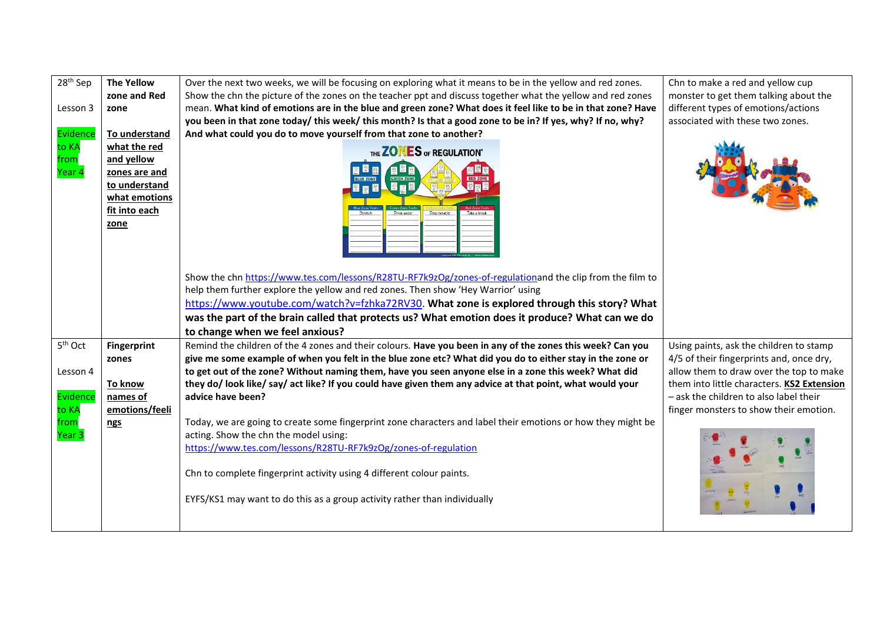| | | | |
|---|---|---|---|
| 28th Sep<br><br>Lesson 3<br><br>Evidence to KA from Year 4 | **The Yellow zone and Red zone**<br><br>**To understand what the red and yellow zones are and to understand what emotions fit into each zone** | Over the next two weeks, we will be focusing on exploring what it means to be in the yellow and red zones. Show the chn the picture of the zones on the teacher ppt and discuss together what the yellow and red zones mean. **What kind of emotions are in the blue and green zone? What does it feel like to be in that zone? Have you been in that zone today/ this week/ this month? Is that a good zone to be in? If yes, why? If no, why? And what could you do to move yourself from that zone to another?**<br><br>Show the chn https://www.tes.com/lessons/R28TU-RF7k9zOg/zones-of-regulation and the clip from the film to help them further explore the yellow and red zones. Then show 'Hey Warrior' using https://www.youtube.com/watch?v=fzhka72RV30. **What zone is explored through this story? What was the part of the brain called that protects us? What emotion does it produce? What can we do to change when we feel anxious?** | Chn to make a red and yellow cup monster to get them talking about the different types of emotions/actions associated with these two zones. |
| 5th Oct<br><br>Lesson 4<br><br>Evidence to KA from Year 3 | **Fingerprint zones**<br><br>**To know names of emotions/feelings** | Remind the children of the 4 zones and their colours. **Have you been in any of the zones this week? Can you give me some example of when you felt in the blue zone etc? What did you do to either stay in the zone or to get out of the zone? Without naming them, have you seen anyone else in a zone this week? What did they do/ look like/ say/ act like? If you could have given them any advice at that point, what would your advice have been?**<br><br>Today, we are going to create some fingerprint zone characters and label their emotions or how they might be acting. Show the chn the model using: https://www.tes.com/lessons/R28TU-RF7k9zOg/zones-of-regulation<br><br>Chn to complete fingerprint activity using 4 different colour paints.<br><br>EYFS/KS1 may want to do this as a group activity rather than individually | Using paints, ask the children to stamp 4/5 of their fingerprints and, once dry, allow them to draw over the top to make them into little characters. **KS2 Extension** – ask the children to also label their finger monsters to show their emotion. |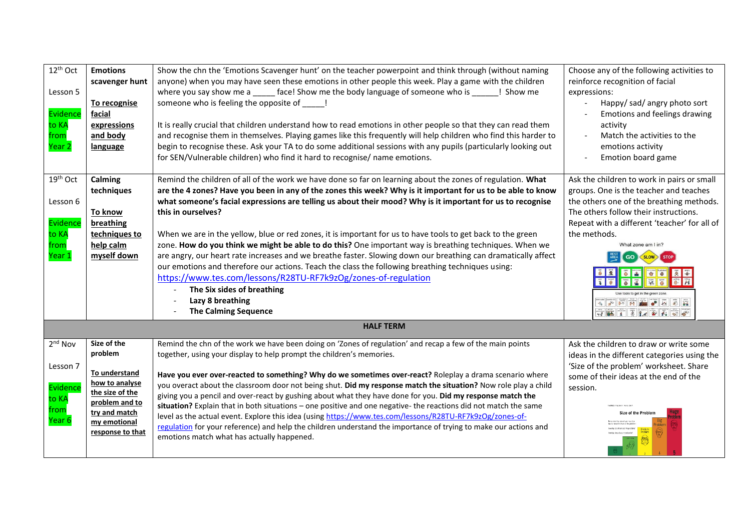| | | | |
|---|---|---|---|
| 12th Oct<br><br>Lesson 5<br><br>Evidence to KA from Year 2 | **Emotions scavenger hunt**<br><br>**To recognise facial expressions and body language** | Show the chn the 'Emotions Scavenger hunt' on the teacher powerpoint and think through (without naming anyone) when you may have seen these emotions in other people this week. Play a game with the children where you say show me a _____ face! Show me the body language of someone who is ______! Show me someone who is feeling the opposite of _____!<br><br>It is really crucial that children understand how to read emotions in other people so that they can read them and recognise them in themselves. Playing games like this frequently will help children who find this harder to begin to recognise these. Ask your TA to do some additional sessions with any pupils (particularly looking out for SEN/Vulnerable children) who find it hard to recognise/ name emotions. | Choose any of the following activities to reinforce recognition of facial expressions:<br>- Happy/ sad/ angry photo sort<br>- Emotions and feelings drawing activity<br>- Match the activities to the emotions activity<br>- Emotion board game |
| 19th Oct<br><br>Lesson 6<br><br>Evidence to KA from Year 1 | **Calming techniques**<br><br>**To know breathing techniques to help calm myself down** | Remind the children of all of the work we have done so far on learning about the zones of regulation. **What are the 4 zones? Have you been in any of the zones this week? Why is it important for us to be able to know what someone's facial expressions are telling us about their mood? Why is it important for us to recognise this in ourselves?**<br><br>When we are in the yellow, blue or red zones, it is important for us to have tools to get back to the green zone. **How do you think we might be able to do this?** One important way is breathing techniques. When we are angry, our heart rate increases and we breathe faster. Slowing down our breathing can dramatically affect our emotions and therefore our actions. Teach the class the following breathing techniques using: https://www.tes.com/lessons/R28TU-RF7k9zOg/zones-of-regulation<br>- **The Six sides of breathing**<br>- **Lazy 8 breathing**<br>- **The Calming Sequence** | Ask the children to work in pairs or small groups. One is the teacher and teaches the others one of the breathing methods. The others follow their instructions. Repeat with a different 'teacher' for all of the methods. |
| **HALF TERM** | | | |
| 2nd Nov<br><br>Lesson 7<br><br>Evidence to KA from Year 6 | **Size of the problem**<br><br>**To understand how to analyse the size of the problem and to try and match my emotional response to that** | Remind the chn of the work we have been doing on 'Zones of regulation' and recap a few of the main points together, using your display to help prompt the children's memories.<br><br>**Have you ever over-reacted to something? Why do we sometimes over-react?** Roleplay a drama scenario where you overact about the classroom door not being shut. **Did my response match the situation?** Now role play a child giving you a pencil and over-react by gushing about what they have done for you. **Did my response match the situation?** Explain that in both situations – one positive and one negative- the reactions did not match the same level as the actual event. Explore this idea (using https://www.tes.com/lessons/R28TU-RF7k9zOg/zones-of-regulation for your reference) and help the children understand the importance of trying to make our actions and emotions match what has actually happened. | Ask the children to draw or write some ideas in the different categories using the 'Size of the problem' worksheet. Share some of their ideas at the end of the session. |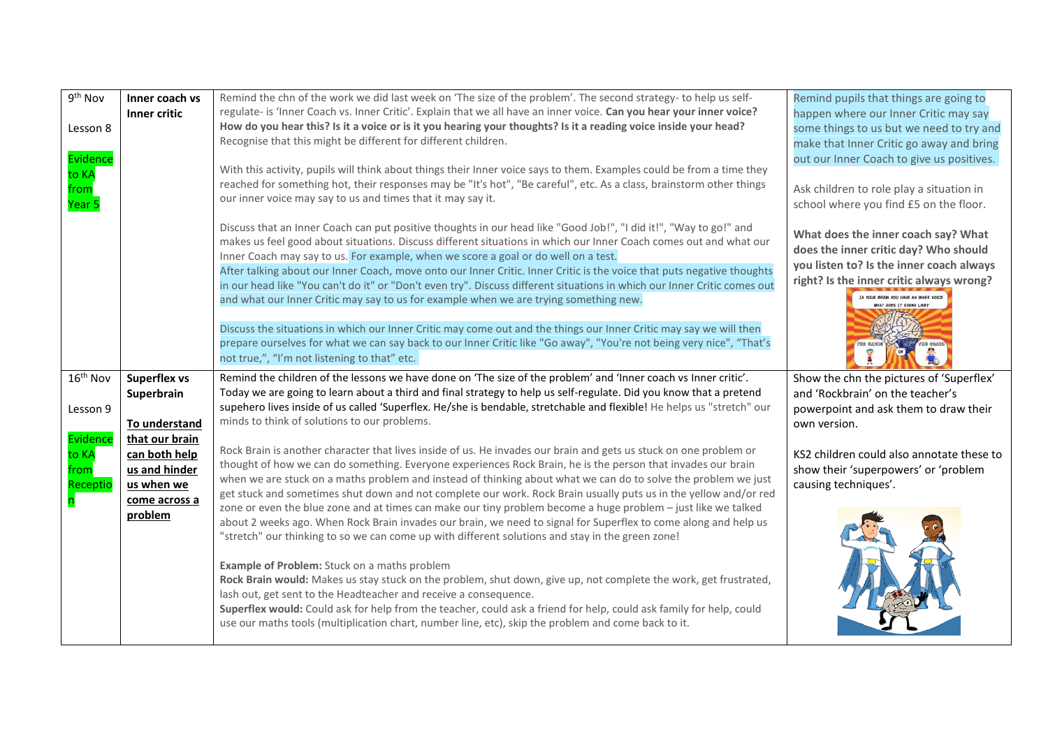| | | | |
|---|---|---|---|
| 9th Nov<br><br>Lesson 8<br><br>Evidence to KA from Year 5 | **Inner coach vs Inner critic** | Remind the chn of the work we did last week on 'The size of the problem'. The second strategy- to help us self-regulate- is 'Inner Coach vs. Inner Critic'. Explain that we all have an inner voice. **Can you hear your inner voice? How do you hear this? Is it a voice or is it you hearing your thoughts? Is it a reading voice inside your head?** Recognise that this might be different for different children.<br><br>With this activity, pupils will think about things their Inner voice says to them. Examples could be from a time they reached for something hot, their responses may be "It's hot", "Be careful", etc. As a class, brainstorm other things our inner voice may say to us and times that it may say it.<br><br>Discuss that an Inner Coach can put positive thoughts in our head like "Good Job!", "I did it!", "Way to go!" and makes us feel good about situations. Discuss different situations in which our Inner Coach comes out and what our Inner Coach may say to us. For example, when we score a goal or do well on a test.<br>After talking about our Inner Coach, move onto our Inner Critic. Inner Critic is the voice that puts negative thoughts in our head like "You can't do it" or "Don't even try". Discuss different situations in which our Inner Critic comes out and what our Inner Critic may say to us for example when we are trying something new.<br><br>Discuss the situations in which our Inner Critic may come out and the things our Inner Critic may say we will then prepare ourselves for what we can say back to our Inner Critic like "Go away", "You're not being very nice", "That's not true,", "I'm not listening to that" etc. | Remind pupils that things are going to happen where our Inner Critic may say some things to us but we need to try and make that Inner Critic go away and bring out our Inner Coach to give us positives.<br><br>Ask children to role play a situation in school where you find £5 on the floor.<br><br>**What does the inner coach say? What does the inner critic day? Who should you listen to? Is the inner coach always right? Is the inner critic always wrong?** |
| 16th Nov<br><br>Lesson 9<br><br>Evidence to KA from Reception | **Superflex vs Superbrain**<br><br>**To understand that our brain can both help us and hinder us when we come across a problem** | Remind the children of the lessons we have done on 'The size of the problem' and 'Inner coach vs Inner critic'. Today we are going to learn about a third and final strategy to help us self-regulate. Did you know that a pretend supehero lives inside of us called 'Superflex. He/she is bendable, stretchable and flexible! He helps us "stretch" our minds to think of solutions to our problems.<br><br>Rock Brain is another character that lives inside of us. He invades our brain and gets us stuck on one problem or thought of how we can do something. Everyone experiences Rock Brain, he is the person that invades our brain when we are stuck on a maths problem and instead of thinking about what we can do to solve the problem we just get stuck and sometimes shut down and not complete our work. Rock Brain usually puts us in the yellow and/or red zone or even the blue zone and at times can make our tiny problem become a huge problem – just like we talked about 2 weeks ago. When Rock Brain invades our brain, we need to signal for Superflex to come along and help us "stretch" our thinking to so we can come up with different solutions and stay in the green zone!<br><br>**Example of Problem:** Stuck on a maths problem<br>**Rock Brain would:** Makes us stay stuck on the problem, shut down, give up, not complete the work, get frustrated, lash out, get sent to the Headteacher and receive a consequence.<br>**Superflex would:** Could ask for help from the teacher, could ask a friend for help, could ask family for help, could use our maths tools (multiplication chart, number line, etc), skip the problem and come back to it. | Show the chn the pictures of 'Superflex' and 'Rockbrain' on the teacher's powerpoint and ask them to draw their own version.<br><br>KS2 children could also annotate these to show their 'superpowers' or 'problem causing techniques'. |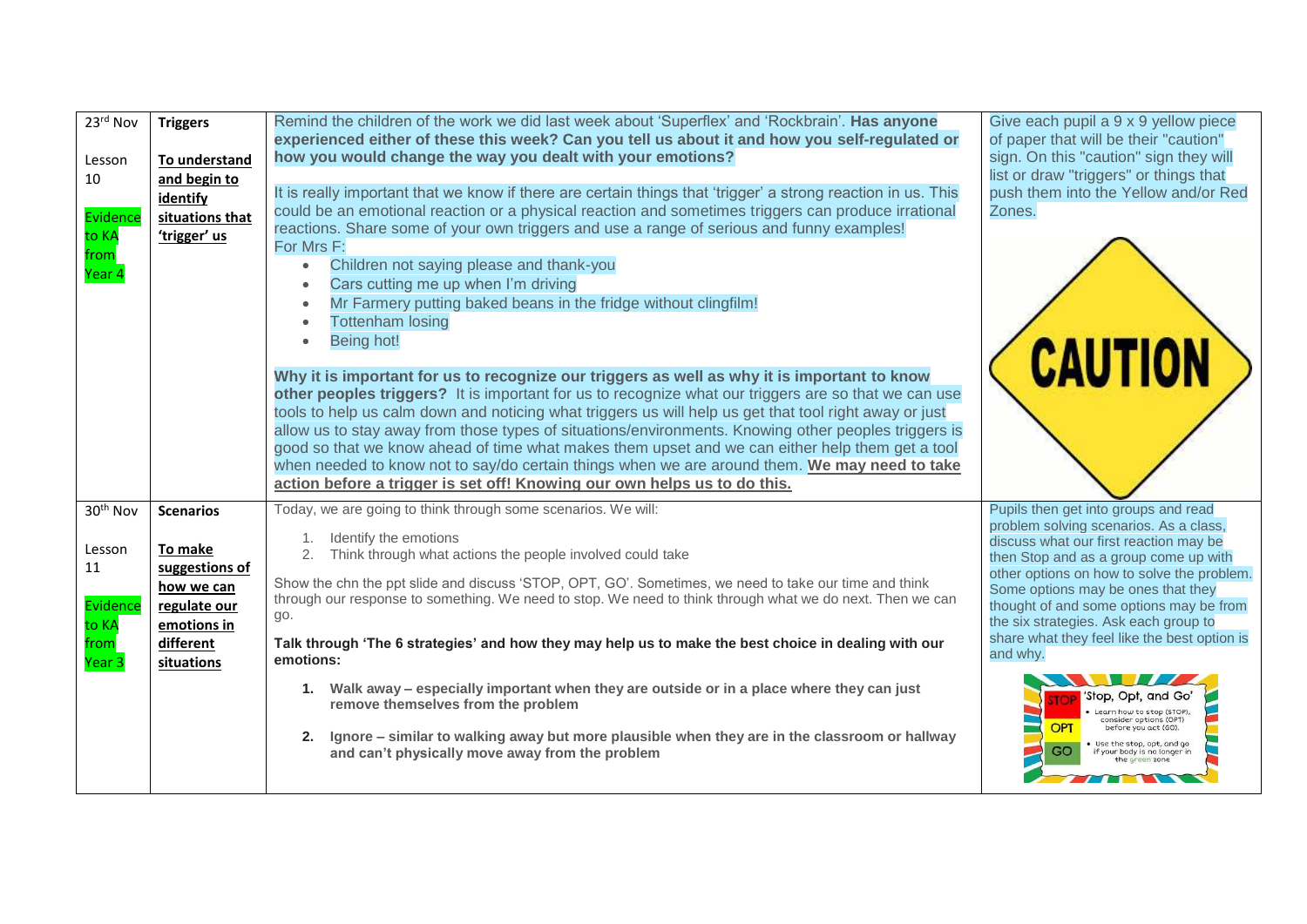| | | | |
|---|---|---|---|
| 23rd Nov<br><br>Lesson 10<br><br>Evidence to KA from Year 4 | **Triggers**<br><br>**To understand and begin to identify situations that 'trigger' us** | Remind the children of the work we did last week about 'Superflex' and 'Rockbrain'. **Has anyone experienced either of these this week? Can you tell us about it and how you self-regulated or how you would change the way you dealt with your emotions?**<br><br>It is really important that we know if there are certain things that 'trigger' a strong reaction in us. This could be an emotional reaction or a physical reaction and sometimes triggers can produce irrational reactions. Share some of your own triggers and use a range of serious and funny examples!<br>For Mrs F:<br>• Children not saying please and thank-you<br>• Cars cutting me up when I'm driving<br>• Mr Farmery putting baked beans in the fridge without clingfilm!<br>• Tottenham losing<br>• Being hot!<br><br>**Why it is important for us to recognize our triggers as well as why it is important to know other peoples triggers?** It is important for us to recognize what our triggers are so that we can use tools to help us calm down and noticing what triggers us will help us get that tool right away or just allow us to stay away from those types of situations/environments. Knowing other peoples triggers is good so that we know ahead of time what makes them upset and we can either help them get a tool when needed to know not to say/do certain things when we are around them. **We may need to take action before a trigger is set off! Knowing our own helps us to do this.** | Give each pupil a 9 x 9 yellow piece of paper that will be their "caution" sign. On this "caution" sign they will list or draw "triggers" or things that push them into the Yellow and/or Red Zones.<br><br>CAUTION |
| 30th Nov<br><br>Lesson 11<br><br>Evidence to KA from Year 3 | **Scenarios**<br><br>**To make suggestions of how we can regulate our emotions in different situations** | Today, we are going to think through some scenarios. We will:<br>1. Identify the emotions<br>2. Think through what actions the people involved could take<br><br>Show the chn the ppt slide and discuss 'STOP, OPT, GO'. Sometimes, we need to take our time and think through our response to something. We need to stop. We need to think through what we do next. Then we can go.<br><br>**Talk through 'The 6 strategies' and how they may help us to make the best choice in dealing with our emotions:**<br>**1. Walk away – especially important when they are outside or in a place where they can just remove themselves from the problem**<br>**2. Ignore – similar to walking away but more plausible when they are in the classroom or hallway and can't physically move away from the problem** | Pupils then get into groups and read problem solving scenarios. As a class, discuss what our first reaction may be then Stop and as a group come up with other options on how to solve the problem. Some options may be ones that they thought of and some options may be from the six strategies. Ask each group to share what they feel like the best option is and why.<br><br>STOP OPT GO 'Stop, Opt, and Go'<br>• Learn how to stop (STOP), consider options (OPT) before you act (GO).<br>• Use the stop, opt, and go if your body is no longer in the green zone |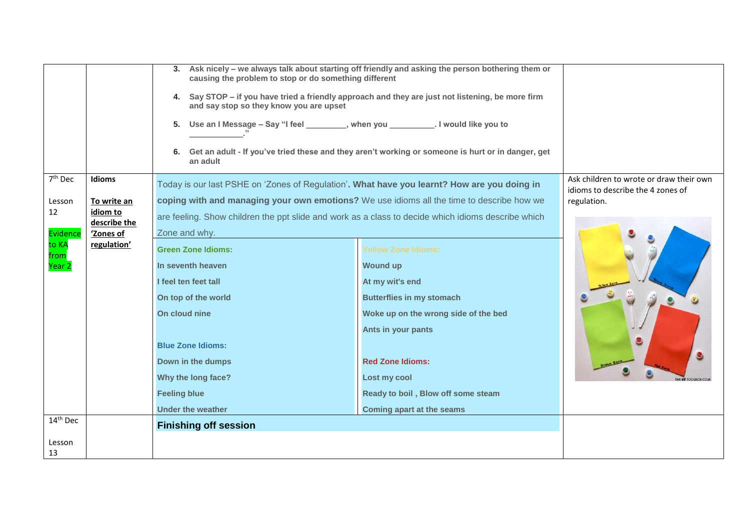| | | | |
|---|---|---|---|
| | | 3. **Ask nicely – we always talk about starting off friendly and asking the person bothering them or causing the problem to stop or do something different**<br><br>4. **Say STOP – if you have tried a friendly approach and they are just not listening, be more firm and say stop so they know you are upset**<br><br>5. **Use an I Message – Say "I feel _________, when you __________. I would like you to ____________."**<br><br>6. **Get an adult - If you've tried these and they aren't working or someone is hurt or in danger, get an adult** | |
| 7th Dec<br><br>Lesson 12<br><br>Evidence to KA from Year 2 | **Idioms**<br><br>**To write an idiom to describe the 'Zones of regulation'** | Today is our last PSHE on 'Zones of Regulation'**. What have you learnt? How are you doing in coping with and managing your own emotions?** We use idioms all the time to describe how we are feeling. Show children the ppt slide and work as a class to decide which idioms describe which Zone and why.<br><br>**Green Zone Idioms:**<br>**In seventh heaven**<br>**I feel ten feet tall**<br>**On top of the world**<br>**On cloud nine**<br><br>**Blue Zone Idioms:**<br>**Down in the dumps**<br>**Why the long face?**<br>**Feeling blue**<br>**Under the weather**<br><br>**Yellow Zone Idioms:**<br>**Wound up**<br>**At my wit's end**<br>**Butterflies in my stomach**<br>**Woke up on the wrong side of the bed**<br>**Ants in your pants**<br><br>**Red Zone Idioms:**<br>**Lost my cool**<br>**Ready to boil , Blow off some steam**<br>**Coming apart at the seams** | Ask children to wrote or draw their own idioms to describe the 4 zones of regulation. |
| 14th Dec<br><br>Lesson 13 | | **Finishing off session** | |